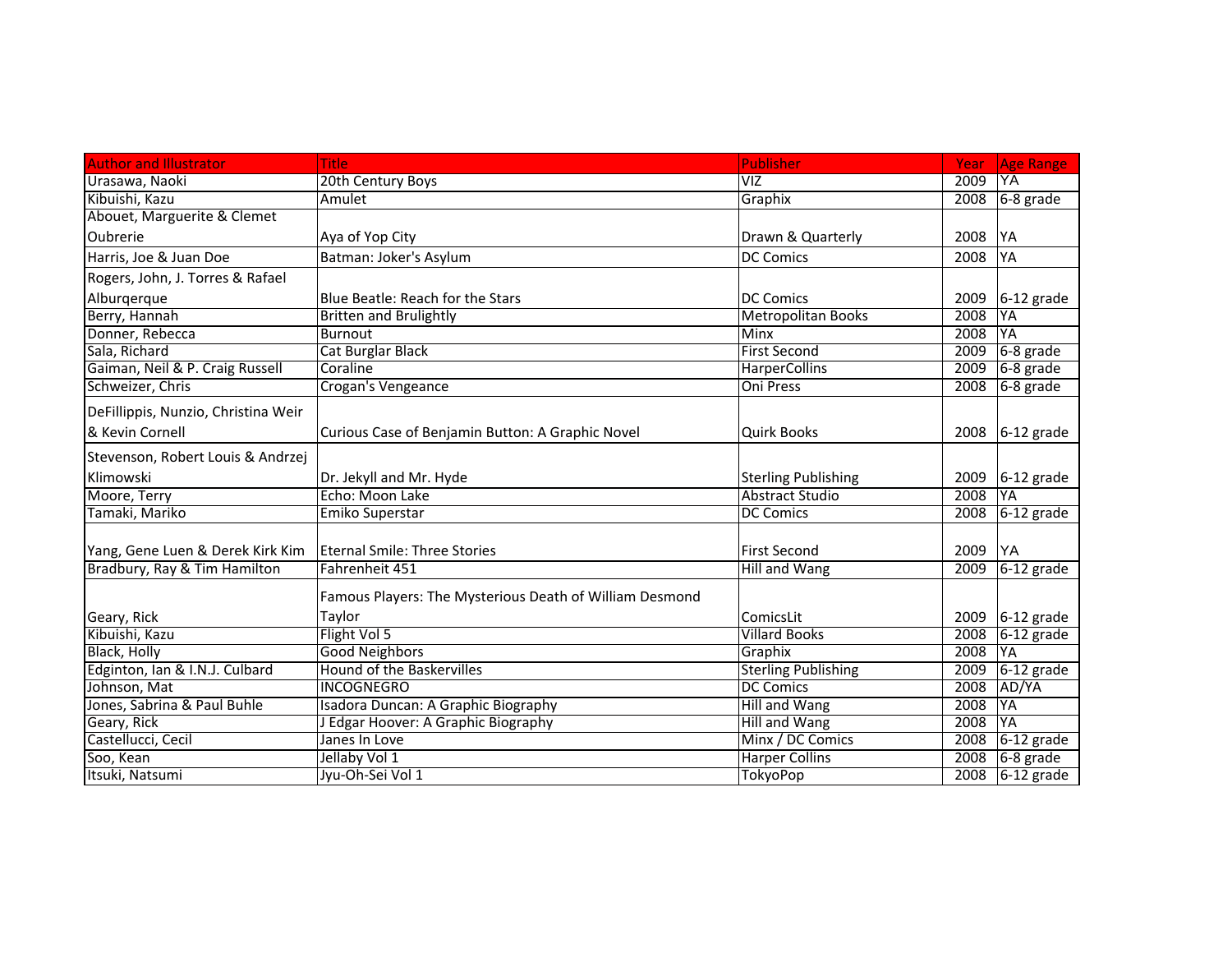| Author and Illustrator | Title | Publisher | Year | Age Range |
|---|---|---|---|---|
| Urasawa, Naoki | 20th Century Boys | VIZ | 2009 | YA |
| Kibuishi, Kazu | Amulet | Graphix | 2008 | 6-8 grade |
| Abouet, Marguerite & Clemet Oubrerie | Aya of Yop City | Drawn & Quarterly | 2008 | YA |
| Harris, Joe & Juan Doe | Batman: Joker's Asylum | DC Comics | 2008 | YA |
| Rogers, John, J. Torres & Rafael Alburqerque | Blue Beatle: Reach for the Stars | DC Comics | 2009 | 6-12 grade |
| Berry, Hannah | Britten and Brulightly | Metropolitan Books | 2008 | YA |
| Donner, Rebecca | Burnout | Minx | 2008 | YA |
| Sala, Richard | Cat Burglar Black | First Second | 2009 | 6-8 grade |
| Gaiman, Neil & P. Craig Russell | Coraline | HarperCollins | 2009 | 6-8 grade |
| Schweizer, Chris | Crogan's Vengeance | Oni Press | 2008 | 6-8 grade |
| DeFillippis, Nunzio, Christina Weir & Kevin Cornell | Curious Case of Benjamin Button: A Graphic Novel | Quirk Books | 2008 | 6-12 grade |
| Stevenson, Robert Louis & Andrzej Klimowski | Dr. Jekyll and Mr. Hyde | Sterling Publishing | 2009 | 6-12 grade |
| Moore, Terry | Echo: Moon Lake | Abstract Studio | 2008 | YA |
| Tamaki, Mariko | Emiko Superstar | DC Comics | 2008 | 6-12 grade |
| Yang, Gene Luen & Derek Kirk Kim | Eternal Smile: Three Stories | First Second | 2009 | YA |
| Bradbury, Ray & Tim Hamilton | Fahrenheit 451 | Hill and Wang | 2009 | 6-12 grade |
| Geary, Rick | Famous Players: The Mysterious Death of William Desmond Taylor | ComicsLit | 2009 | 6-12 grade |
| Kibuishi, Kazu | Flight Vol 5 | Villard Books | 2008 | 6-12 grade |
| Black, Holly | Good Neighbors | Graphix | 2008 | YA |
| Edginton, Ian & I.N.J. Culbard | Hound of the Baskervilles | Sterling Publishing | 2009 | 6-12 grade |
| Johnson, Mat | INCOGNEGRO | DC Comics | 2008 | AD/YA |
| Jones, Sabrina & Paul Buhle | Isadora Duncan: A Graphic Biography | Hill and Wang | 2008 | YA |
| Geary, Rick | J Edgar Hoover: A Graphic Biography | Hill and Wang | 2008 | YA |
| Castellucci, Cecil | Janes In Love | Minx / DC Comics | 2008 | 6-12 grade |
| Soo, Kean | Jellaby Vol 1 | Harper Collins | 2008 | 6-8 grade |
| Itsuki, Natsumi | Jyu-Oh-Sei Vol 1 | TokyoPop | 2008 | 6-12 grade |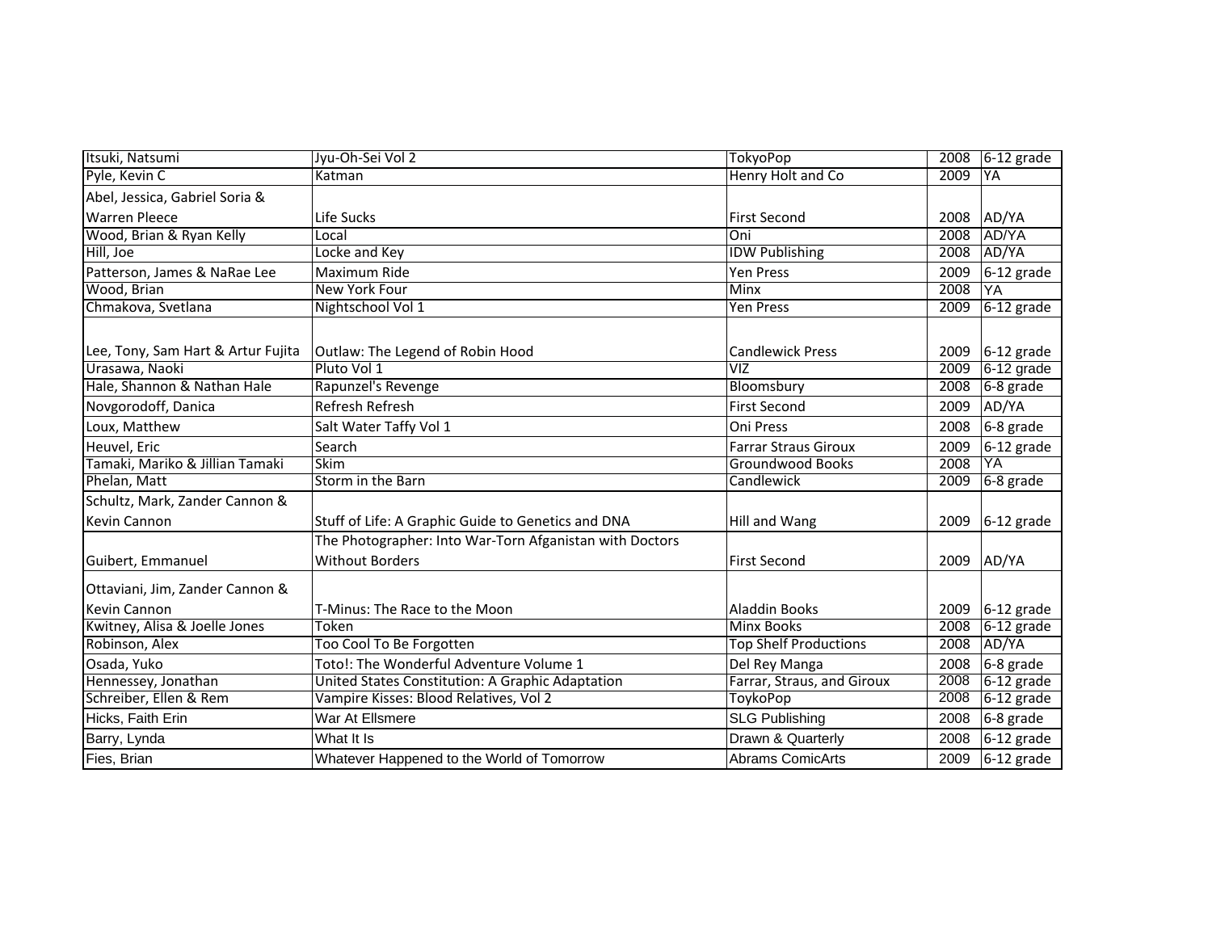| | | | | |
|---|---|---|---|---|
| Itsuki, Natsumi | Jyu-Oh-Sei Vol 2 | TokyoPop | 2008 | 6-12 grade |
| Pyle, Kevin C | Katman | Henry Holt and Co | 2009 | YA |
| Abel, Jessica, Gabriel Soria & Warren Pleece | Life Sucks | First Second | 2008 | AD/YA |
| Wood, Brian & Ryan Kelly | Local | Oni | 2008 | AD/YA |
| Hill, Joe | Locke and Key | IDW Publishing | 2008 | AD/YA |
| Patterson, James & NaRae Lee | Maximum Ride | Yen Press | 2009 | 6-12 grade |
| Wood, Brian | New York Four | Minx | 2008 | YA |
| Chmakova, Svetlana | Nightschool Vol 1 | Yen Press | 2009 | 6-12 grade |
| Lee, Tony, Sam Hart & Artur Fujita | Outlaw: The Legend of Robin Hood | Candlewick Press | 2009 | 6-12 grade |
| Urasawa, Naoki | Pluto Vol 1 | VIZ | 2009 | 6-12 grade |
| Hale, Shannon & Nathan Hale | Rapunzel's Revenge | Bloomsbury | 2008 | 6-8 grade |
| Novgorodoff, Danica | Refresh Refresh | First Second | 2009 | AD/YA |
| Loux, Matthew | Salt Water Taffy Vol 1 | Oni Press | 2008 | 6-8 grade |
| Heuvel, Eric | Search | Farrar Straus Giroux | 2009 | 6-12 grade |
| Tamaki, Mariko & Jillian Tamaki | Skim | Groundwood Books | 2008 | YA |
| Phelan, Matt | Storm in the Barn | Candlewick | 2009 | 6-8 grade |
| Schultz, Mark, Zander Cannon & Kevin Cannon | Stuff of Life: A Graphic Guide to Genetics and DNA | Hill and Wang | 2009 | 6-12 grade |
| Guibert, Emmanuel | The Photographer: Into War-Torn Afganistan with Doctors Without Borders | First Second | 2009 | AD/YA |
| Ottaviani, Jim, Zander Cannon & Kevin Cannon | T-Minus: The Race to the Moon | Aladdin Books | 2009 | 6-12 grade |
| Kwitney, Alisa & Joelle Jones | Token | Minx Books | 2008 | 6-12 grade |
| Robinson, Alex | Too Cool To Be Forgotten | Top Shelf Productions | 2008 | AD/YA |
| Osada, Yuko | Toto!: The Wonderful Adventure Volume 1 | Del Rey Manga | 2008 | 6-8 grade |
| Hennessey, Jonathan | United States Constitution: A Graphic Adaptation | Farrar, Straus, and Giroux | 2008 | 6-12 grade |
| Schreiber, Ellen & Rem | Vampire Kisses: Blood Relatives, Vol 2 | ToykoPop | 2008 | 6-12 grade |
| Hicks, Faith Erin | War At Ellsmere | SLG Publishing | 2008 | 6-8 grade |
| Barry, Lynda | What It Is | Drawn & Quarterly | 2008 | 6-12 grade |
| Fies, Brian | Whatever Happened to the World of Tomorrow | Abrams ComicArts | 2009 | 6-12 grade |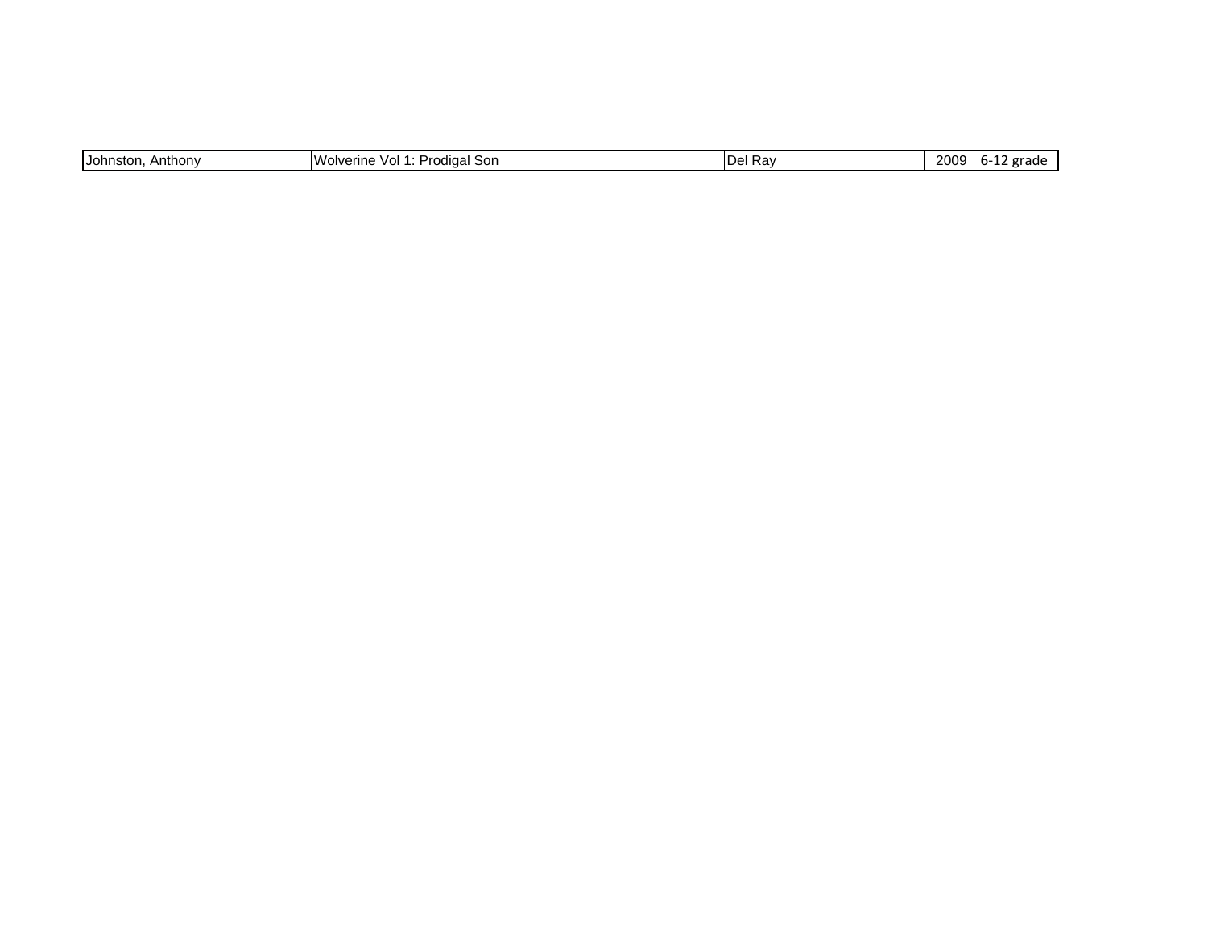| | | | | |
|---|---|---|---|---|
| Johnston, Anthony | Wolverine Vol 1: Prodigal Son | Del Ray | 2009 | 6-12 grade |